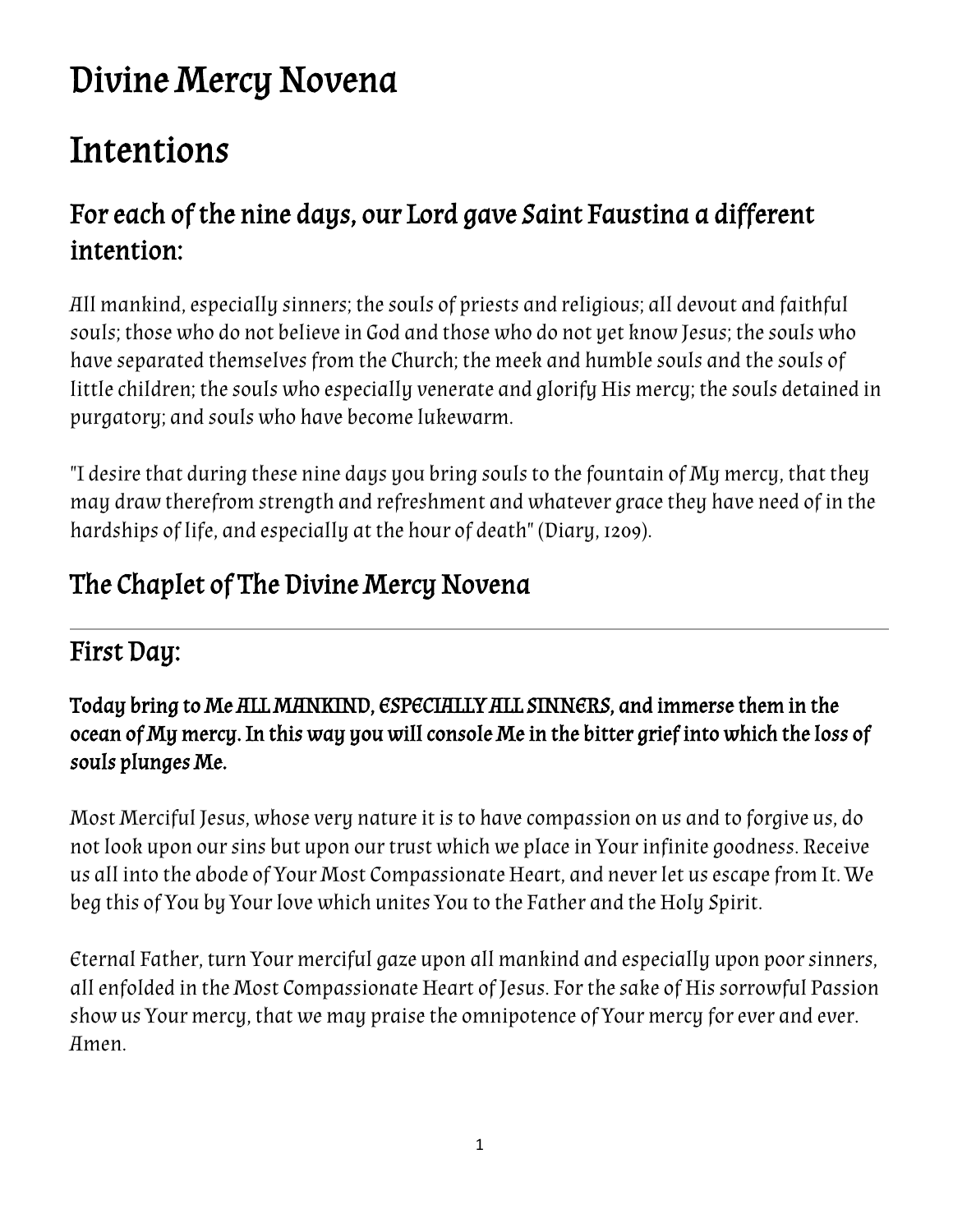# Divine Mercy Novena

# Intentions

## For each of the nine days, our Lord gave Saint Faustina a different intention:

All mankind, especially sinners; the souls of priests and religious; all devout and faithful souls; those who do not believe in God and those who do not yet know Jesus; the souls who have separated themselves from the Church; the meek and humble souls and the souls of little children; the souls who especially venerate and glorify His mercy; the souls detained in purgatory; and souls who have become lukewarm.

"I desire that during these nine days you bring souls to the fountain of My mercy, that they may draw therefrom strength and refreshment and whatever grace they have need of in the hardships of life, and especially at the hour of death" (Diary, 1209).

## The Chaplet of The Divine Mercy Novena

---

## First Day:

### Today bring to Me ALL MANKIND, ESPECIALLY ALL SINNERS, and immerse them in the ocean of My mercy. In this way you will console Me in the bitter grief into which the loss of souls plunges Me.

Most Merciful Jesus, whose very nature it is to have compassion on us and to forgive us, do not look upon our sins but upon our trust which we place in Your infinite goodness. Receive us all into the abode of Your Most Compassionate Heart, and never let us escape from It. We beg this of You by Your love which unites You to the Father and the Holy Spirit.

Eternal Father, turn Your merciful gaze upon all mankind and especially upon poor sinners, all enfolded in the Most Compassionate Heart of Jesus. For the sake of His sorrowful Passion show us Your mercy, that we may praise the omnipotence of Your mercy for ever and ever. Amen.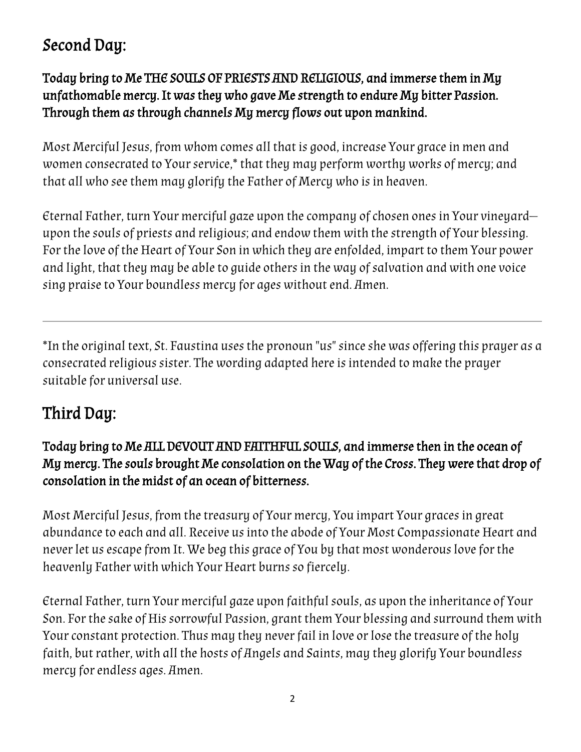## Second Day:

**Today bring to Me THE SOULS OF PRIESTS AND RELIGIOUS, and immerse them in My unfathomable mercy. It was they who gave Me strength to endure My bitter Passion. Through them as through channels My mercy flows out upon mankind.**

*Most Merciful Jesus, from whom comes all that is good, increase Your grace in men and women consecrated to Your service,* that they may perform worthy works of mercy; and that all who see them may glorify the Father of Mercy who is in heaven.*

*Eternal Father, turn Your merciful gaze upon the company of chosen ones in Your vineyard—upon the souls of priests and religious; and endow them with the strength of Your blessing. For the love of the Heart of Your Son in which they are enfolded, impart to them Your power and light, that they may be able to guide others in the way of salvation and with one voice sing praise to Your boundless mercy for ages without end. Amen.*

---

**In the original text, St. Faustina uses the pronoun "us" since she was offering this prayer as a consecrated religious sister. The wording adapted here is intended to make the prayer suitable for universal use.*

## Third Day:

**Today bring to Me ALL DEVOUT AND FAITHFUL SOULS, and immerse then in the ocean of My mercy. The souls brought Me consolation on the Way of the Cross. They were that drop of consolation in the midst of an ocean of bitterness.**

*Most Merciful Jesus, from the treasury of Your mercy, You impart Your graces in great abundance to each and all. Receive us into the abode of Your Most Compassionate Heart and never let us escape from It. We beg this grace of You by that most wonderous love for the heavenly Father with which Your Heart burns so fiercely.*

*Eternal Father, turn Your merciful gaze upon faithful souls, as upon the inheritance of Your Son. For the sake of His sorrowful Passion, grant them Your blessing and surround them with Your constant protection. Thus may they never fail in love or lose the treasure of the holy faith, but rather, with all the hosts of Angels and Saints, may they glorify Your boundless mercy for endless ages. Amen.*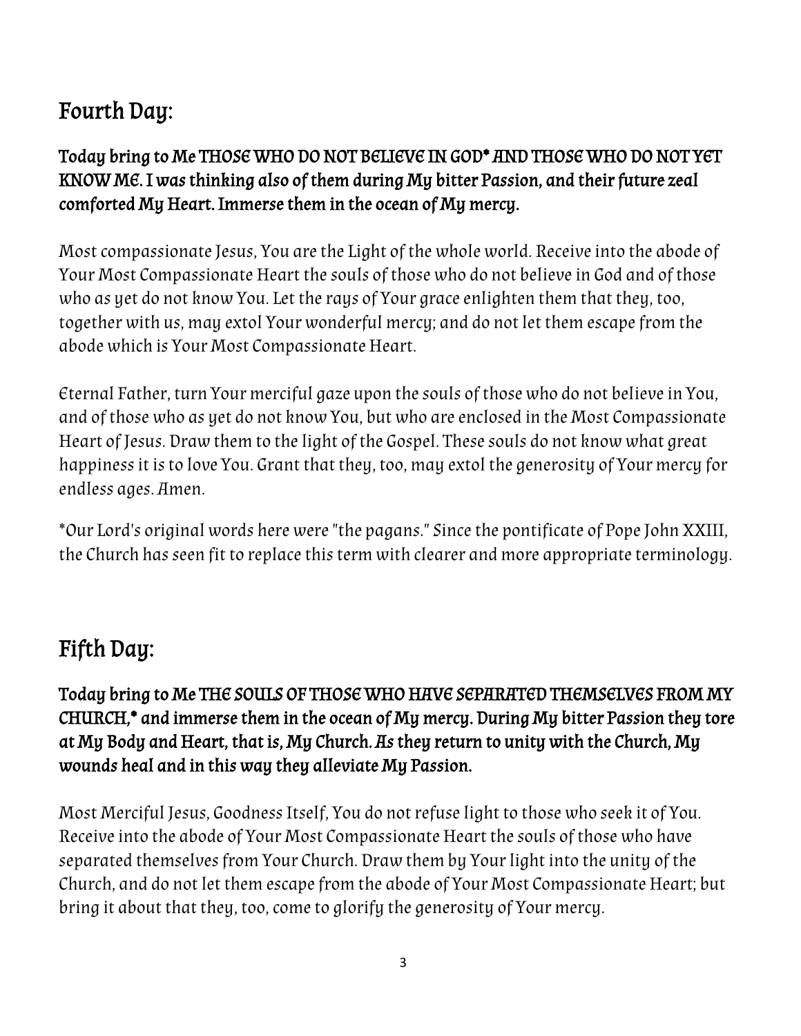## Fourth Day:

**Today bring to Me THOSE WHO DO NOT BELIEVE IN GOD* AND THOSE WHO DO NOT YET KNOW ME. I was thinking also of them during My bitter Passion, and their future zeal comforted My Heart. Immerse them in the ocean of My mercy.**

Most compassionate Jesus, You are the Light of the whole world. Receive into the abode of Your Most Compassionate Heart the souls of those who do not believe in God and of those who as yet do not know You. Let the rays of Your grace enlighten them that they, too, together with us, may extol Your wonderful mercy; and do not let them escape from the abode which is Your Most Compassionate Heart.

Eternal Father, turn Your merciful gaze upon the souls of those who do not believe in You, and of those who as yet do not know You, but who are enclosed in the Most Compassionate Heart of Jesus. Draw them to the light of the Gospel. These souls do not know what great happiness it is to love You. Grant that they, too, may extol the generosity of Your mercy for endless ages. Amen.

*Our Lord's original words here were "the pagans." Since the pontificate of Pope John XXIII, the Church has seen fit to replace this term with clearer and more appropriate terminology.

## Fifth Day:

**Today bring to Me THE SOULS OF THOSE WHO HAVE SEPARATED THEMSELVES FROM MY CHURCH,* and immerse them in the ocean of My mercy. During My bitter Passion they tore at My Body and Heart, that is, My Church. As they return to unity with the Church, My wounds heal and in this way they alleviate My Passion.**

Most Merciful Jesus, Goodness Itself, You do not refuse light to those who seek it of You. Receive into the abode of Your Most Compassionate Heart the souls of those who have separated themselves from Your Church. Draw them by Your light into the unity of the Church, and do not let them escape from the abode of Your Most Compassionate Heart; but bring it about that they, too, come to glorify the generosity of Your mercy.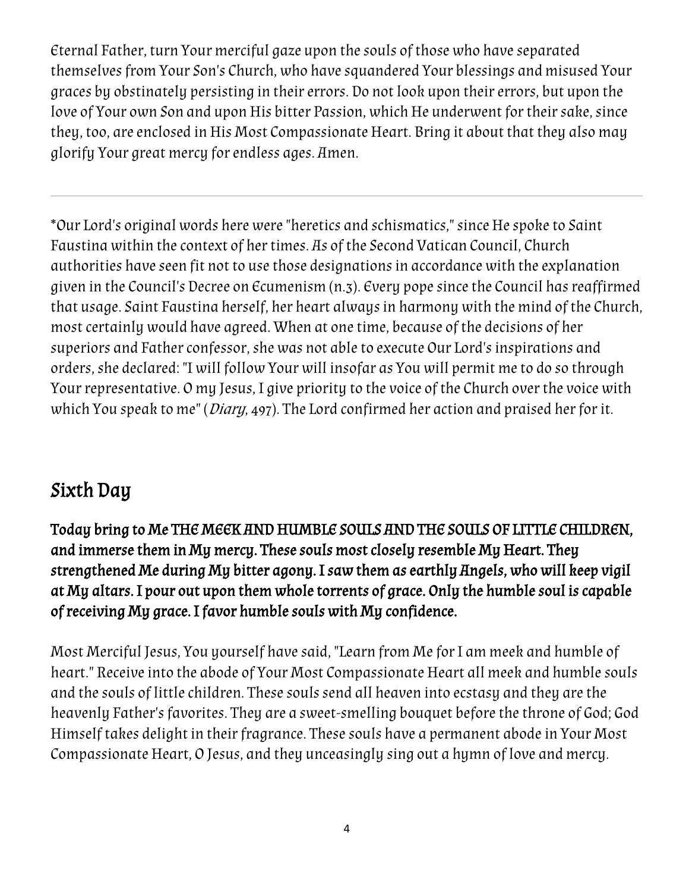Eternal Father, turn Your merciful gaze upon the souls of those who have separated themselves from Your Son's Church, who have squandered Your blessings and misused Your graces by obstinately persisting in their errors. Do not look upon their errors, but upon the love of Your own Son and upon His bitter Passion, which He underwent for their sake, since they, too, are enclosed in His Most Compassionate Heart. Bring it about that they also may glorify Your great mercy for endless ages. Amen.

---

*Our Lord's original words here were "heretics and schismatics," since He spoke to Saint Faustina within the context of her times. As of the Second Vatican Council, Church authorities have seen fit not to use those designations in accordance with the explanation given in the Council's Decree on Ecumenism (n.3). Every pope since the Council has reaffirmed that usage. Saint Faustina herself, her heart always in harmony with the mind of the Church, most certainly would have agreed. When at one time, because of the decisions of her superiors and Father confessor, she was not able to execute Our Lord's inspirations and orders, she declared: "I will follow Your will insofar as You will permit me to do so through Your representative. O my Jesus, I give priority to the voice of the Church over the voice with which You speak to me" (*Diary*, 497). The Lord confirmed her action and praised her for it.

## Sixth Day

**Today bring to Me THE MEEK AND HUMBLE SOULS AND THE SOULS OF LITTLE CHILDREN, and immerse them in My mercy. These souls most closely resemble My Heart. They strengthened Me during My bitter agony. I saw them as earthly Angels, who will keep vigil at My altars. I pour out upon them whole torrents of grace. Only the humble soul is capable of receiving My grace. I favor humble souls with My confidence.**

Most Merciful Jesus, You yourself have said, "Learn from Me for I am meek and humble of heart." Receive into the abode of Your Most Compassionate Heart all meek and humble souls and the souls of little children. These souls send all heaven into ecstasy and they are the heavenly Father's favorites. They are a sweet-smelling bouquet before the throne of God; God Himself takes delight in their fragrance. These souls have a permanent abode in Your Most Compassionate Heart, O Jesus, and they unceasingly sing out a hymn of love and mercy.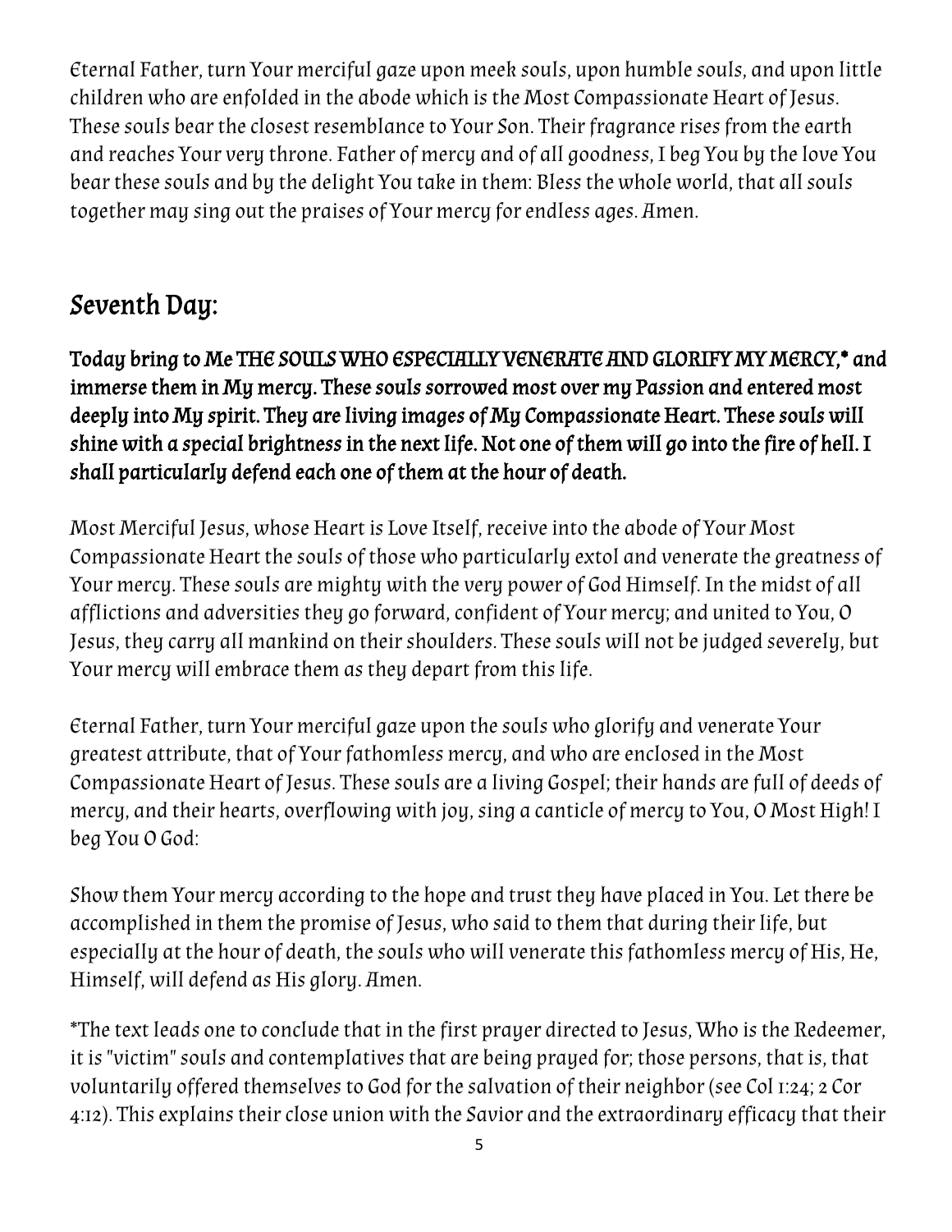Eternal Father, turn Your merciful gaze upon meek souls, upon humble souls, and upon little children who are enfolded in the abode which is the Most Compassionate Heart of Jesus. These souls bear the closest resemblance to Your Son. Their fragrance rises from the earth and reaches Your very throne. Father of mercy and of all goodness, I beg You by the love You bear these souls and by the delight You take in them: Bless the whole world, that all souls together may sing out the praises of Your mercy for endless ages. Amen.

## Seventh Day:

**Today bring to Me THE SOULS WHO ESPECIALLY VENERATE AND GLORIFY MY MERCY,* and immerse them in My mercy. These souls sorrowed most over my Passion and entered most deeply into My spirit. They are living images of My Compassionate Heart. These souls will shine with a special brightness in the next life. Not one of them will go into the fire of hell. I shall particularly defend each one of them at the hour of death.**

Most Merciful Jesus, whose Heart is Love Itself, receive into the abode of Your Most Compassionate Heart the souls of those who particularly extol and venerate the greatness of Your mercy. These souls are mighty with the very power of God Himself. In the midst of all afflictions and adversities they go forward, confident of Your mercy; and united to You, O Jesus, they carry all mankind on their shoulders. These souls will not be judged severely, but Your mercy will embrace them as they depart from this life.

Eternal Father, turn Your merciful gaze upon the souls who glorify and venerate Your greatest attribute, that of Your fathomless mercy, and who are enclosed in the Most Compassionate Heart of Jesus. These souls are a living Gospel; their hands are full of deeds of mercy, and their hearts, overflowing with joy, sing a canticle of mercy to You, O Most High! I beg You O God:

Show them Your mercy according to the hope and trust they have placed in You. Let there be accomplished in them the promise of Jesus, who said to them that during their life, but especially at the hour of death, the souls who will venerate this fathomless mercy of His, He, Himself, will defend as His glory. Amen.

*The text leads one to conclude that in the first prayer directed to Jesus, Who is the Redeemer, it is "victim" souls and contemplatives that are being prayed for; those persons, that is, that voluntarily offered themselves to God for the salvation of their neighbor (see Col 1:24; 2 Cor 4:12). This explains their close union with the Savior and the extraordinary efficacy that their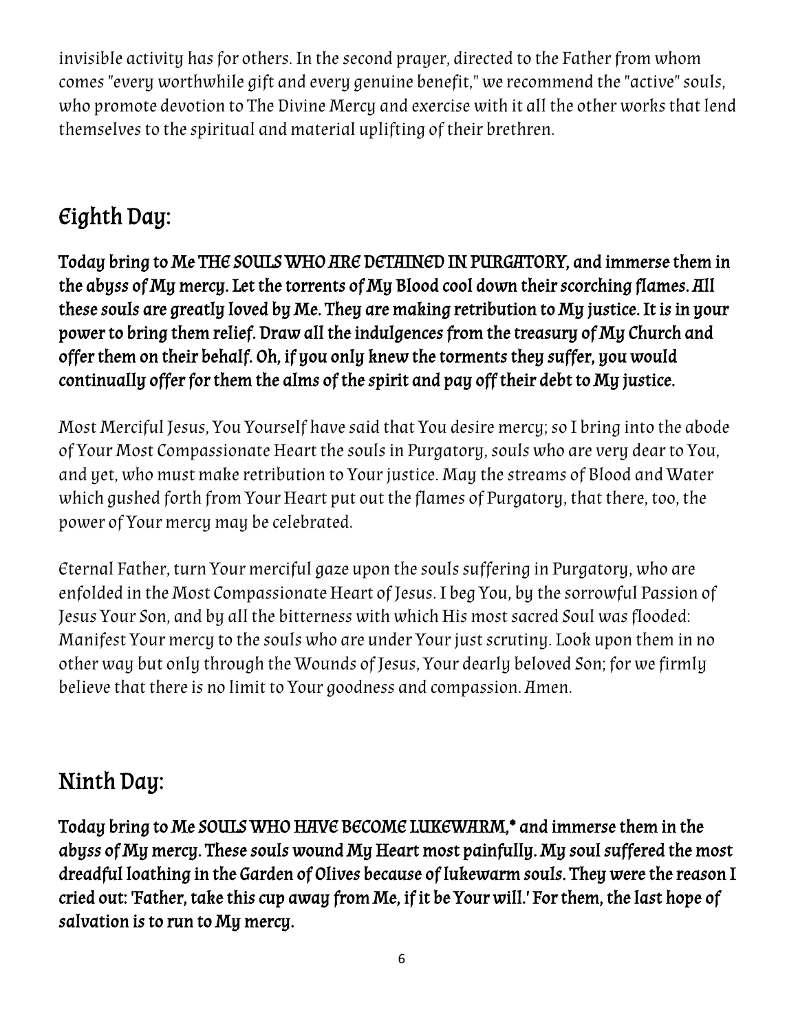*invisible activity has for others. In the second prayer, directed to the Father from whom comes "every worthwhile gift and every genuine benefit," we recommend the "active" souls, who promote devotion to The Divine Mercy and exercise with it all the other works that lend themselves to the spiritual and material uplifting of their brethren.*

## Eighth Day:

**Today bring to Me THE SOULS WHO ARE DETAINED IN PURGATORY, and immerse them in the abyss of My mercy. Let the torrents of My Blood cool down their scorching flames. All these souls are greatly loved by Me. They are making retribution to My justice. It is in your power to bring them relief. Draw all the indulgences from the treasury of My Church and offer them on their behalf. Oh, if you only knew the torments they suffer, you would continually offer for them the alms of the spirit and pay off their debt to My justice.**

*Most Merciful Jesus, You Yourself have said that You desire mercy; so I bring into the abode of Your Most Compassionate Heart the souls in Purgatory, souls who are very dear to You, and yet, who must make retribution to Your justice. May the streams of Blood and Water which gushed forth from Your Heart put out the flames of Purgatory, that there, too, the power of Your mercy may be celebrated.*

*Eternal Father, turn Your merciful gaze upon the souls suffering in Purgatory, who are enfolded in the Most Compassionate Heart of Jesus. I beg You, by the sorrowful Passion of Jesus Your Son, and by all the bitterness with which His most sacred Soul was flooded: Manifest Your mercy to the souls who are under Your just scrutiny. Look upon them in no other way but only through the Wounds of Jesus, Your dearly beloved Son; for we firmly believe that there is no limit to Your goodness and compassion. Amen.*

## Ninth Day:

**Today bring to Me SOULS WHO HAVE BECOME LUKEWARM,* and immerse them in the abyss of My mercy. These souls wound My Heart most painfully. My soul suffered the most dreadful loathing in the Garden of Olives because of lukewarm souls. They were the reason I cried out: 'Father, take this cup away from Me, if it be Your will.' For them, the last hope of salvation is to run to My mercy.**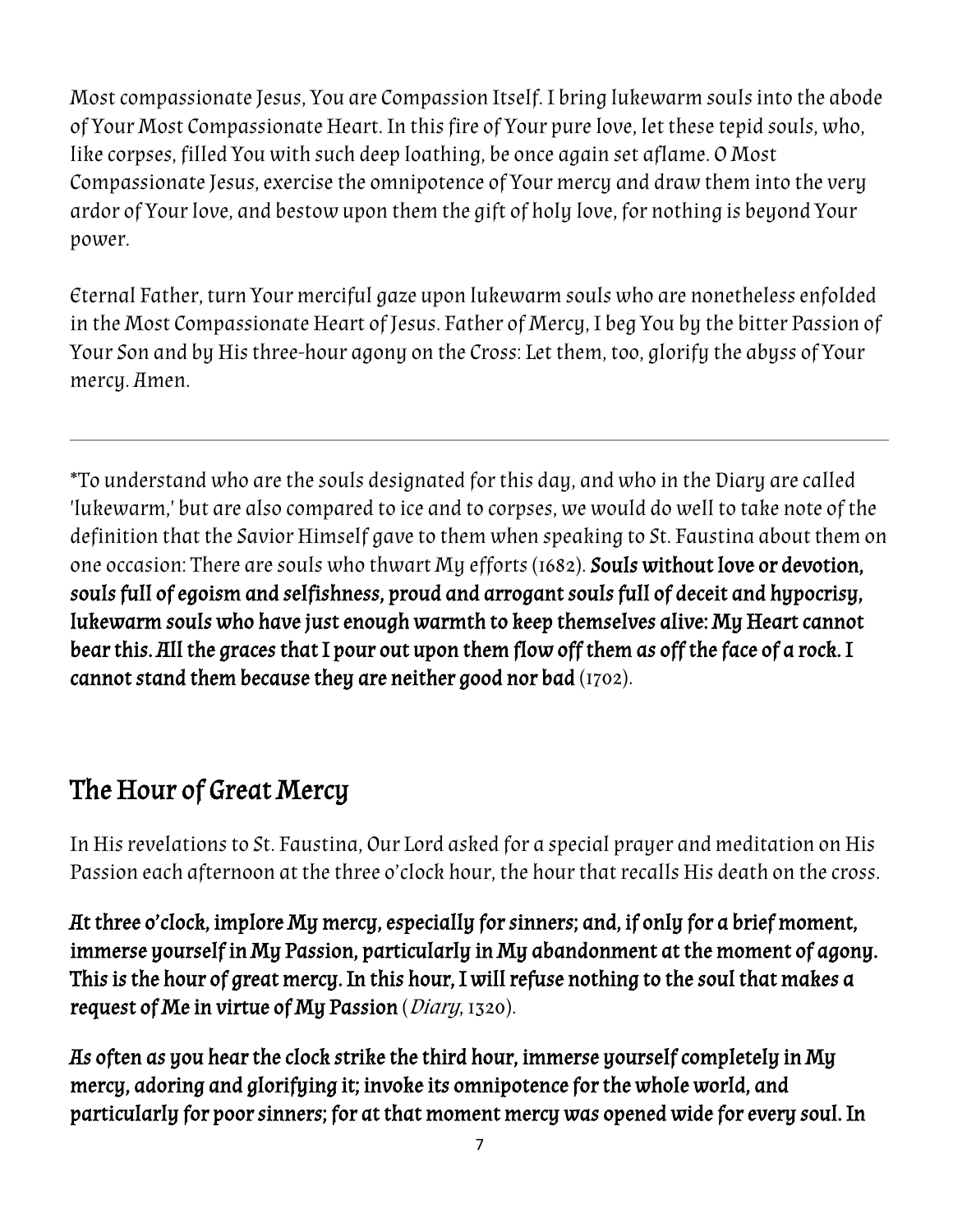*Most compassionate Jesus, You are Compassion Itself. I bring lukewarm souls into the abode of Your Most Compassionate Heart. In this fire of Your pure love, let these tepid souls, who, like corpses, filled You with such deep loathing, be once again set aflame. O Most Compassionate Jesus, exercise the omnipotence of Your mercy and draw them into the very ardor of Your love, and bestow upon them the gift of holy love, for nothing is beyond Your power.*

*Eternal Father, turn Your merciful gaze upon lukewarm souls who are nonetheless enfolded in the Most Compassionate Heart of Jesus. Father of Mercy, I beg You by the bitter Passion of Your Son and by His three-hour agony on the Cross: Let them, too, glorify the abyss of Your mercy. Amen.*

---

*To understand who are the souls designated for this day, and who in the Diary are called 'lukewarm,' but are also compared to ice and to corpses, we would do well to take note of the definition that the Savior Himself gave to them when speaking to St. Faustina about them on one occasion: There are souls who thwart My efforts (1682). **Souls without love or devotion, souls full of egoism and selfishness, proud and arrogant souls full of deceit and hypocrisy, lukewarm souls who have just enough warmth to keep themselves alive: My Heart cannot bear this. All the graces that I pour out upon them flow off them as off the face of a rock. I cannot stand them because they are neither good nor bad** (1702).

## The Hour of Great Mercy

In His revelations to St. Faustina, Our Lord asked for a special prayer and meditation on His Passion each afternoon at the three o'clock hour, the hour that recalls His death on the cross.

**At three o'clock, implore My mercy, especially for sinners; and, if only for a brief moment, immerse yourself in My Passion, particularly in My abandonment at the moment of agony. This is the hour of great mercy. In this hour, I will refuse nothing to the soul that makes a request of Me in virtue of My Passion** (*Diary*, 1320).

**As often as you hear the clock strike the third hour, immerse yourself completely in My mercy, adoring and glorifying it; invoke its omnipotence for the whole world, and particularly for poor sinners; for at that moment mercy was opened wide for every soul. In**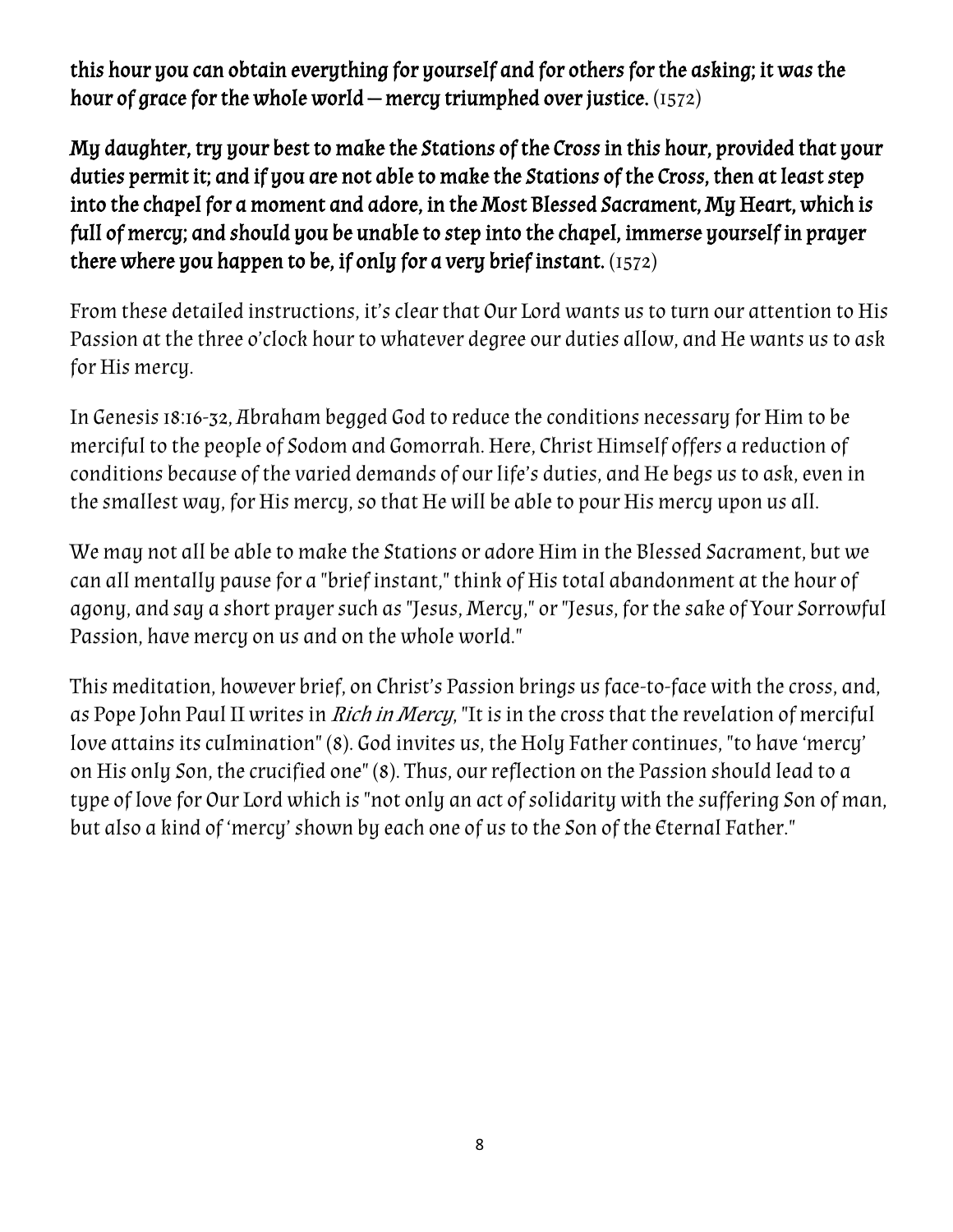***this hour you can obtain everything for yourself and for others for the asking; it was the hour of grace for the whole world — mercy triumphed over justice.*** (1572)

***My daughter, try your best to make the Stations of the Cross in this hour, provided that your duties permit it; and if you are not able to make the Stations of the Cross, then at least step into the chapel for a moment and adore, in the Most Blessed Sacrament, My Heart, which is full of mercy; and should you be unable to step into the chapel, immerse yourself in prayer there where you happen to be, if only for a very brief instant.*** (1572)

From these detailed instructions, it's clear that Our Lord wants us to turn our attention to His Passion at the three o'clock hour to whatever degree our duties allow, and He wants us to ask for His mercy.

In Genesis 18:16-32, Abraham begged God to reduce the conditions necessary for Him to be merciful to the people of Sodom and Gomorrah. Here, Christ Himself offers a reduction of conditions because of the varied demands of our life's duties, and He begs us to ask, even in the smallest way, for His mercy, so that He will be able to pour His mercy upon us all.

We may not all be able to make the Stations or adore Him in the Blessed Sacrament, but we can all mentally pause for a "brief instant," think of His total abandonment at the hour of agony, and say a short prayer such as "Jesus, Mercy," or "Jesus, for the sake of Your Sorrowful Passion, have mercy on us and on the whole world."

This meditation, however brief, on Christ's Passion brings us face-to-face with the cross, and, as Pope John Paul II writes in *Rich in Mercy*, "It is in the cross that the revelation of merciful love attains its culmination" (8). God invites us, the Holy Father continues, "to have 'mercy' on His only Son, the crucified one" (8). Thus, our reflection on the Passion should lead to a type of love for Our Lord which is "not only an act of solidarity with the suffering Son of man, but also a kind of 'mercy' shown by each one of us to the Son of the Eternal Father."